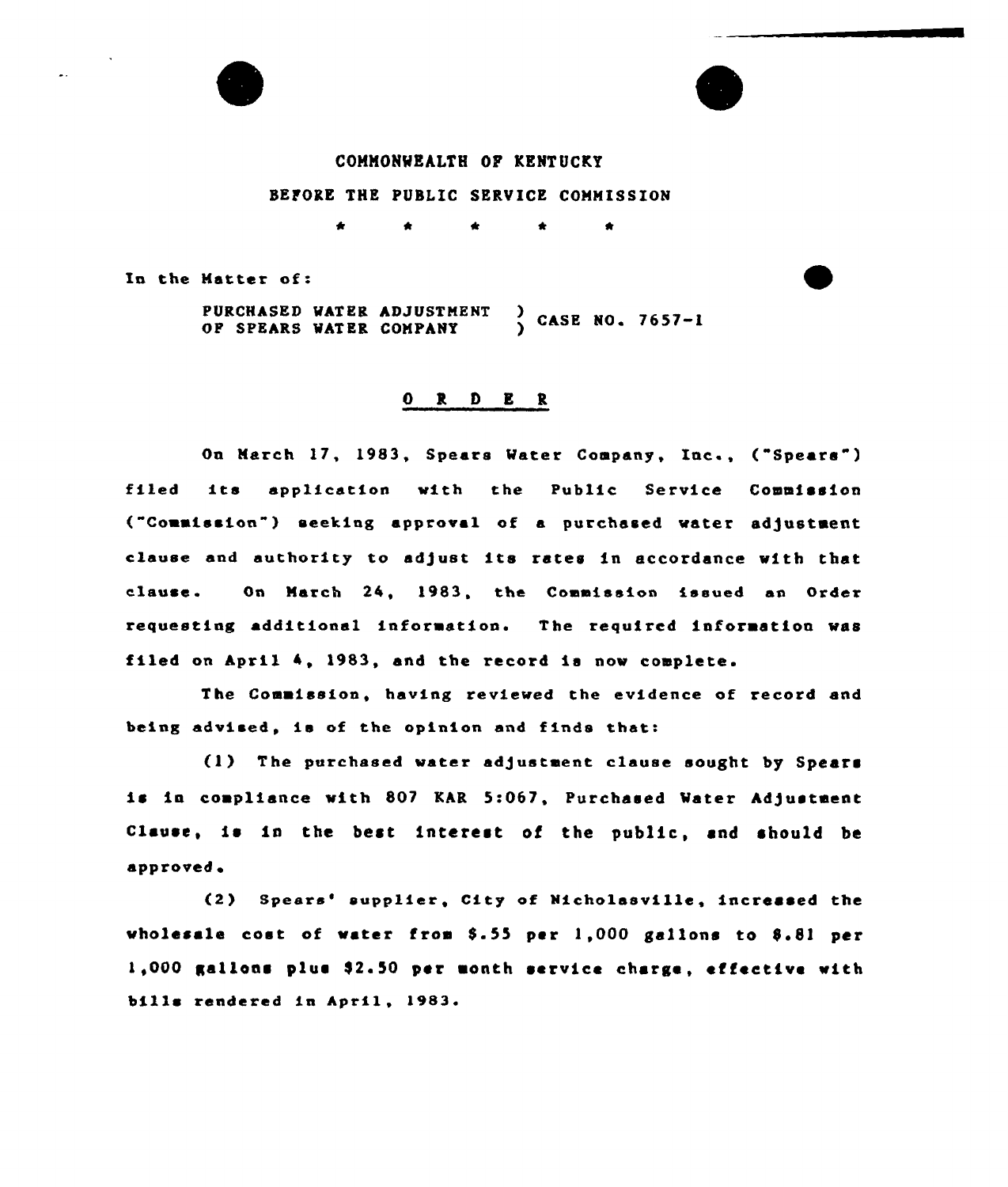COMMONWEALTH OF KENTUCKY

BEFORE THE PUBLIC SERVICE COMMISSION

\* \* \* \* \*

In the Matter of:

PURCHASED WATER ADJUSTMENT OF SPEARS WATER COMPANY ) CASE NO. 7657-I

## O R D E R

On March 17, 1983, Spears Water Company, Inc., ("Spears") filed its application with the Public Service Commission ("Commission") seeking approval of a purchased water adjustment clause and authority to adjust its rates in accordance with that clause. On March 24, 1983, the Commission issued an Order requesting additional information. The required information was filed on April 4, 1983, and the record is now complete.

The Commission, having reviewed the evidence of record and being advised, is of the opinion and finds that:

(1) The purchased water adjustment clause sought by Spears is in compliance with 807 KAR 5:067, Purchased Water Adjustment Clause, is in the best interest of the public, and should be approved.

(2) Spears' supplier, City of Nicholasville, increased the wholesale cost of water from $.55 per 1,000 gallons to $.81 per 1,000 gallons plus $2.50 per month service charge, effective with bills rendered in April, 1983.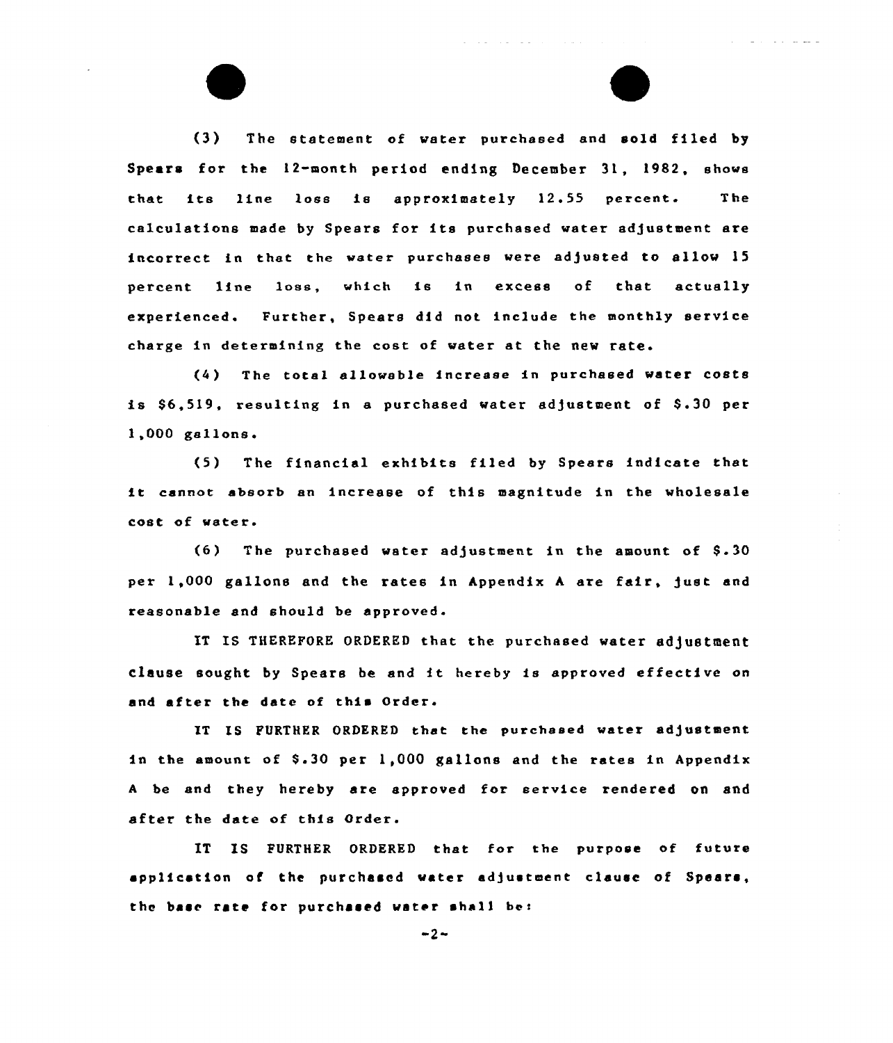(3) The statement of water purchased and sold filed by Spears for the 12-month period ending December 31, 1982, shows that its line loss is approximately 12.55 percent. The calculations made by Spears for its purchased water adjustment are incorrect in that the water purchases were adjusted to allow 15 percent line loss, which is in excess of that actually experienced. Further, Spears did not include the monthly service charge in determining the cost of water at the new rate.

(4) The total allowable increase in purchased water costs is $6,519, resulting in a purchased water adjustment of $.30 per 1,000 gallons.

(5) The financial exhibits filed by Spears indicate that it cannot absorb an increase of this magnitude in the wholesale cost of water.

(6) The purchased water adjustment in the amount of $.30 per 1,000 gallons and the rates in Appendix A are fair, just and reasonable and should be approved.

IT IS THEREFORE ORDERED that the purchased water adjustment clause sought by Spears be and it hereby is approved effective on and after the date of this Order.

IT IS FURTHER ORDERED that the purchased water adjustment in the amount of $.30 per 1,000 gallons and the rates in Appendix A be and they hereby are approved for service rendered on and after the date of this Order.

IT IS FURTHER ORDERED that for the purpose of future application of the purchased water adjustment clause of Spears, the base rate for purchased water shall be: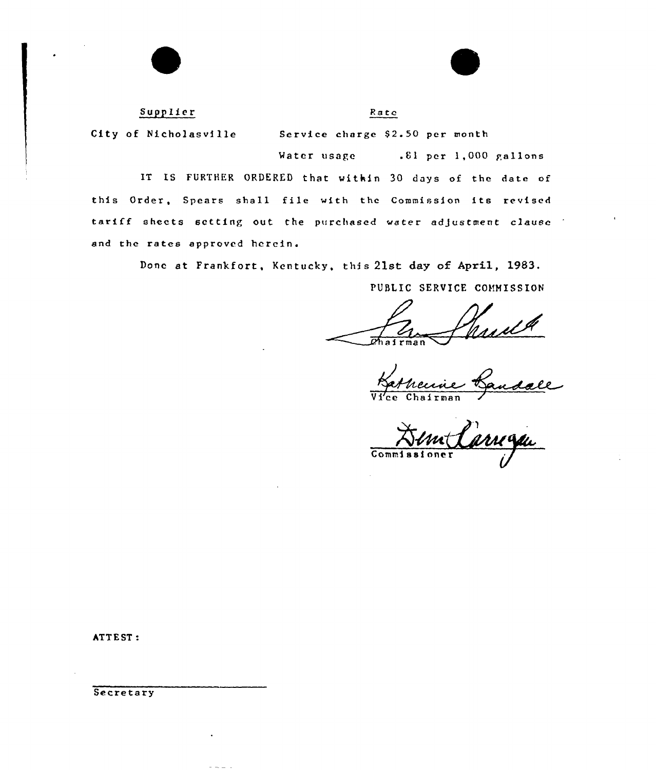| Supplier | Rate | |
|---|---|---|
| City of Nicholasville | Service charge $2.50 per month | |
| | Water usage | .81 per 1,000 gallons |

IT IS FURTHER ORDERED that within 30 days of the date of this Order, Spears shall file with the Commission its revised tariff sheets setting out the purchased water adjustment clause and the rates approved herein.

Done at Frankfort, Kentucky, this 21st day of April, 1983.

PUBLIC SERVICE COMMISSION

Chairman

Vice Chairman

Commissioner

ATTEST:

Secretary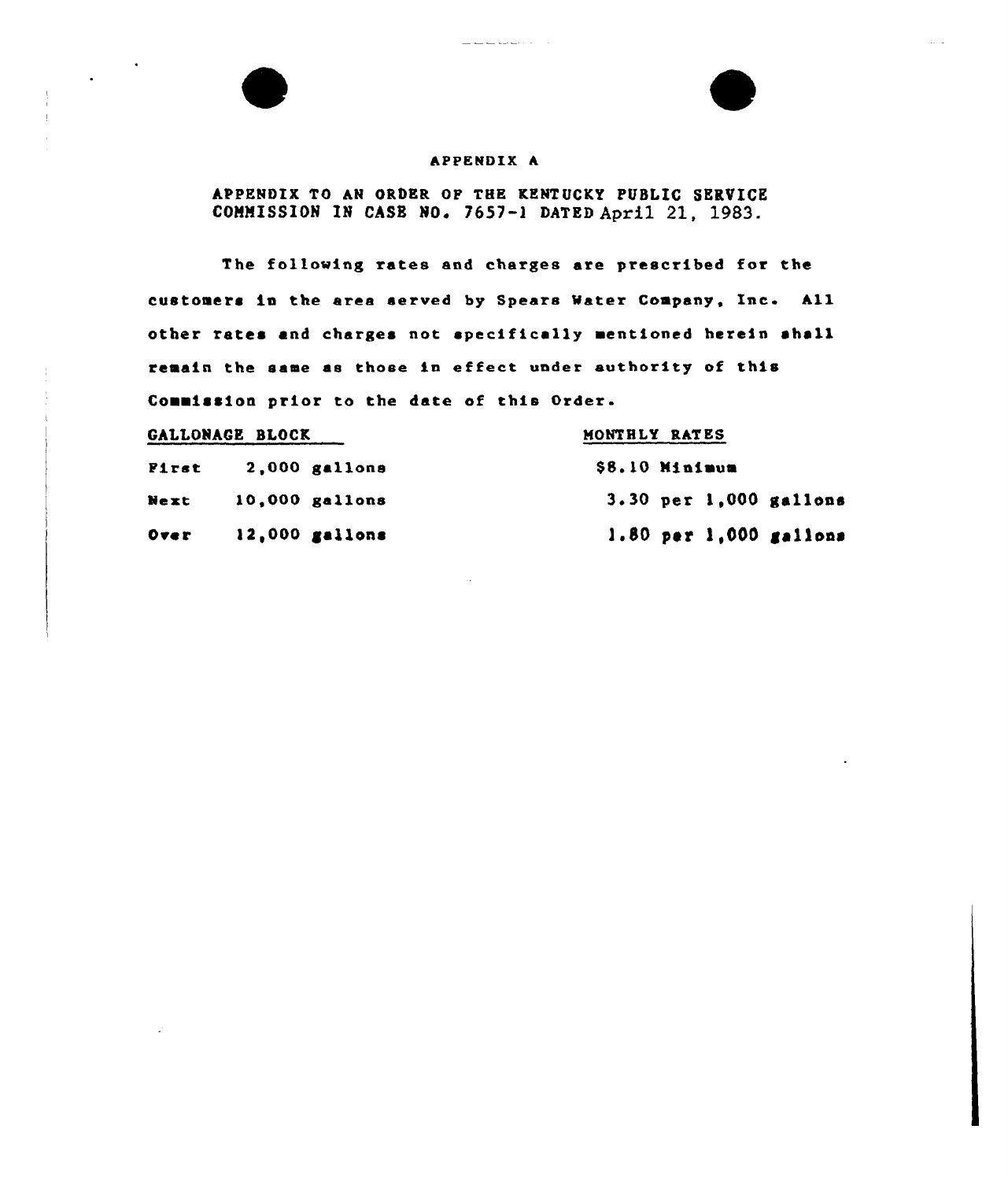# APPENDIX A

APPENDIX TO AN ORDER OF THE KENTUCKY PUBLIC SERVICE COMMISSION IN CASE NO. 7657-1 DATED April 21, 1983.

The following rates and charges are prescribed for the customers in the area served by Spears Water Company, Inc. All other rates and charges not specifically mentioned herein shall remain the same as those in effect under authority of this Commission prior to the date of this Order.

| GALLONAGE BLOCK | | MONTHLY RATES |
|---|---|---|
| First | 2,000 gallons | $8.10 Minimum |
| Next | 10,000 gallons | 3.30 per 1,000 gallons |
| Over | 12,000 gallons | 1.80 per 1,000 gallons |